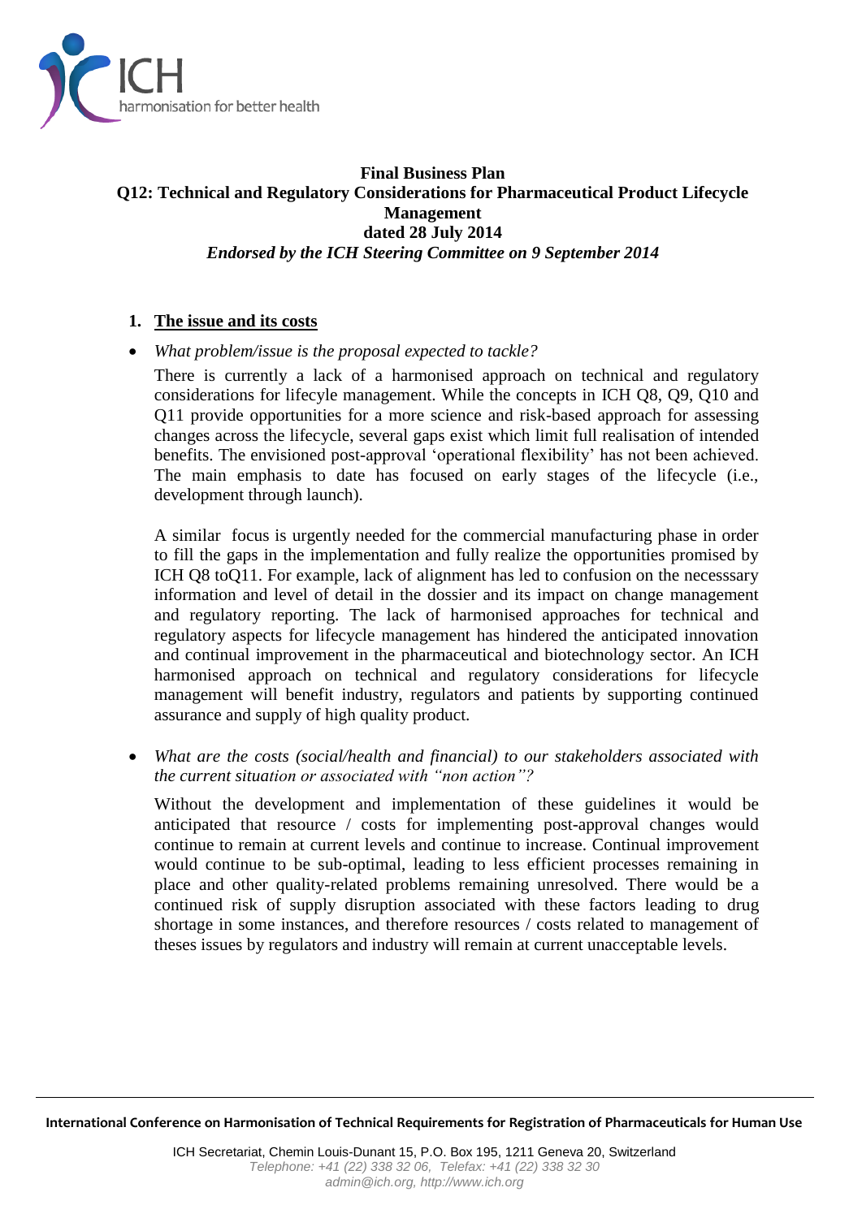**Final Business Plan**
**Q12: Technical and Regulatory Considerations for Pharmaceutical Product Lifecycle Management**
**dated 28 July 2014**
***Endorsed by the ICH Steering Committee on 9 September 2014***

## 1. The issue and its costs

- *What problem/issue is the proposal expected to tackle?*

  There is currently a lack of a harmonised approach on technical and regulatory considerations for lifecyle management. While the concepts in ICH Q8, Q9, Q10 and Q11 provide opportunities for a more science and risk-based approach for assessing changes across the lifecycle, several gaps exist which limit full realisation of intended benefits. The envisioned post-approval 'operational flexibility' has not been achieved. The main emphasis to date has focused on early stages of the lifecycle (i.e., development through launch).

  A similar focus is urgently needed for the commercial manufacturing phase in order to fill the gaps in the implementation and fully realize the opportunities promised by ICH Q8 toQ11. For example, lack of alignment has led to confusion on the necesssary information and level of detail in the dossier and its impact on change management and regulatory reporting. The lack of harmonised approaches for technical and regulatory aspects for lifecycle management has hindered the anticipated innovation and continual improvement in the pharmaceutical and biotechnology sector. An ICH harmonised approach on technical and regulatory considerations for lifecycle management will benefit industry, regulators and patients by supporting continued assurance and supply of high quality product.

- *What are the costs (social/health and financial) to our stakeholders associated with the current situation or associated with "non action"?*

  Without the development and implementation of these guidelines it would be anticipated that resource / costs for implementing post-approval changes would continue to remain at current levels and continue to increase. Continual improvement would continue to be sub-optimal, leading to less efficient processes remaining in place and other quality-related problems remaining unresolved. There would be a continued risk of supply disruption associated with these factors leading to drug shortage in some instances, and therefore resources / costs related to management of theses issues by regulators and industry will remain at current unacceptable levels.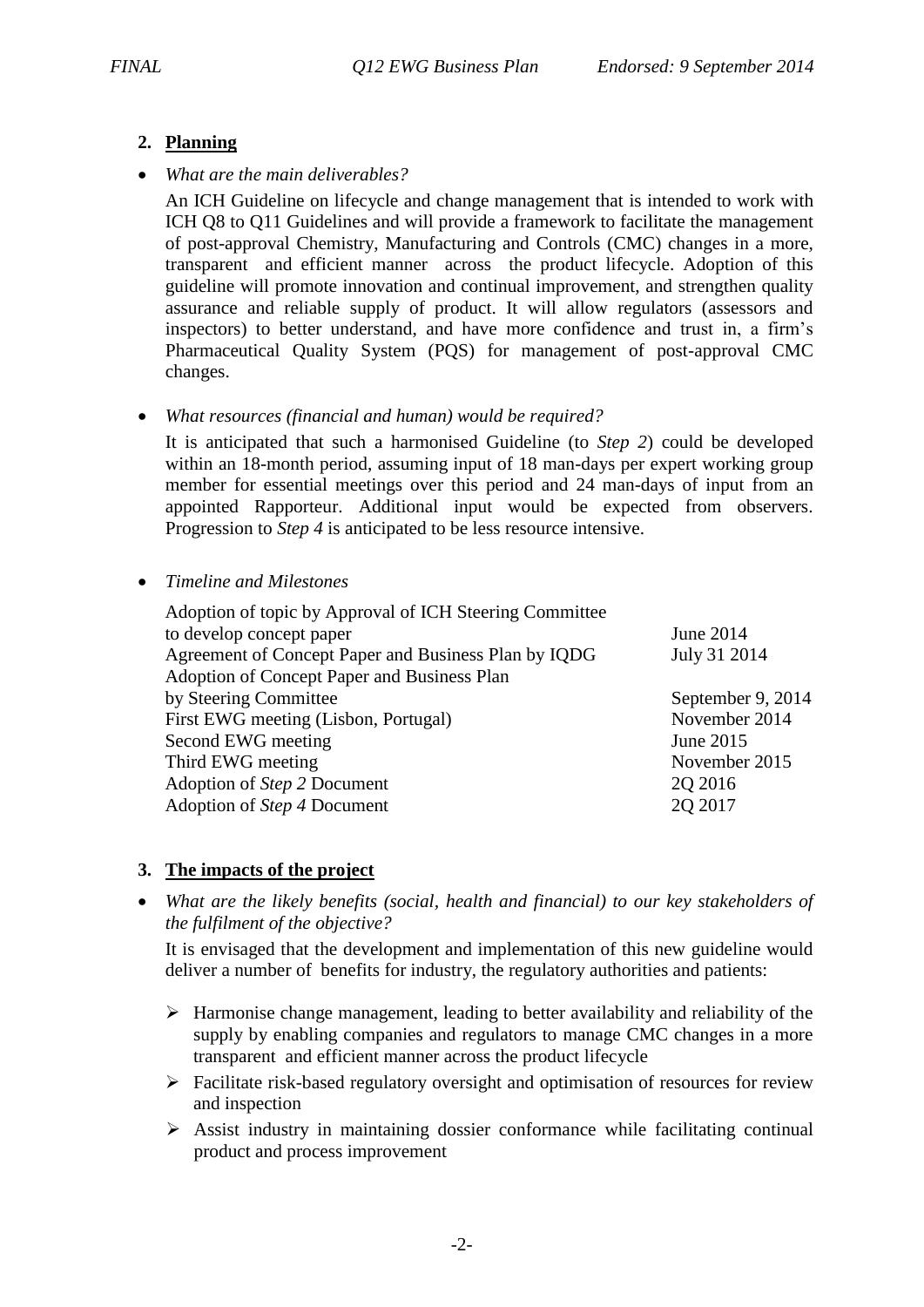## 2. Planning

- *What are the main deliverables?*

  An ICH Guideline on lifecycle and change management that is intended to work with ICH Q8 to Q11 Guidelines and will provide a framework to facilitate the management of post-approval Chemistry, Manufacturing and Controls (CMC) changes in a more, transparent and efficient manner across the product lifecycle. Adoption of this guideline will promote innovation and continual improvement, and strengthen quality assurance and reliable supply of product. It will allow regulators (assessors and inspectors) to better understand, and have more confidence and trust in, a firm's Pharmaceutical Quality System (PQS) for management of post-approval CMC changes.

- *What resources (financial and human) would be required?*

  It is anticipated that such a harmonised Guideline (to *Step 2*) could be developed within an 18-month period, assuming input of 18 man-days per expert working group member for essential meetings over this period and 24 man-days of input from an appointed Rapporteur. Additional input would be expected from observers. Progression to *Step 4* is anticipated to be less resource intensive.

- *Timeline and Milestones*

| Milestone | Date |
|---|---|
| Adoption of topic by Approval of ICH Steering Committee to develop concept paper | June 2014 |
| Agreement of Concept Paper and Business Plan by IQDG | July 31 2014 |
| Adoption of Concept Paper and Business Plan by Steering Committee | September 9, 2014 |
| First EWG meeting (Lisbon, Portugal) | November 2014 |
| Second EWG meeting | June 2015 |
| Third EWG meeting | November 2015 |
| Adoption of *Step 2* Document | 2Q 2016 |
| Adoption of *Step 4* Document | 2Q 2017 |

## 3. The impacts of the project

- *What are the likely benefits (social, health and financial) to our key stakeholders of the fulfilment of the objective?*

  It is envisaged that the development and implementation of this new guideline would deliver a number of benefits for industry, the regulatory authorities and patients:

  - Harmonise change management, leading to better availability and reliability of the supply by enabling companies and regulators to manage CMC changes in a more transparent and efficient manner across the product lifecycle
  - Facilitate risk-based regulatory oversight and optimisation of resources for review and inspection
  - Assist industry in maintaining dossier conformance while facilitating continual product and process improvement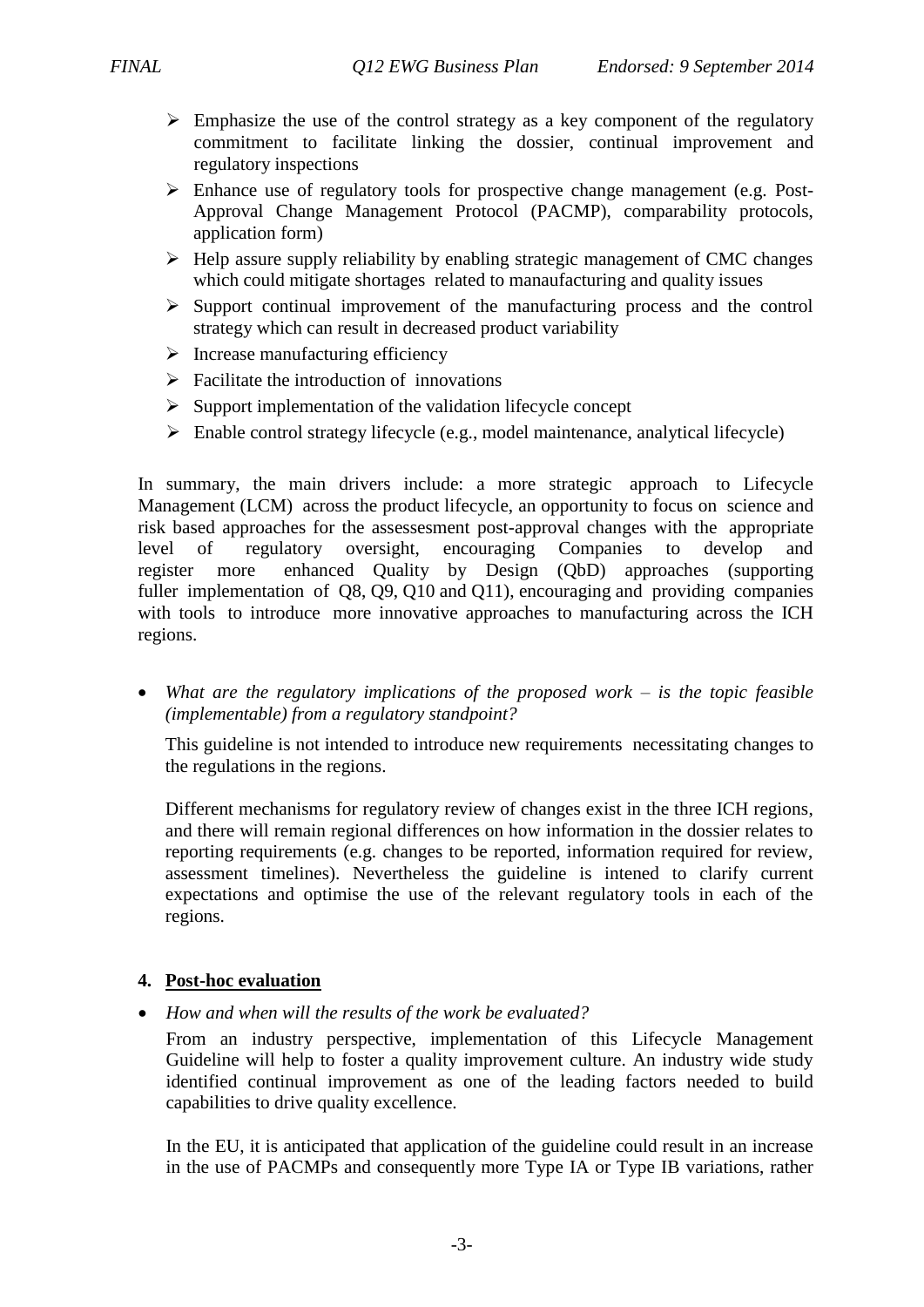- Emphasize the use of the control strategy as a key component of the regulatory commitment to facilitate linking the dossier, continual improvement and regulatory inspections
- Enhance use of regulatory tools for prospective change management (e.g. Post-Approval Change Management Protocol (PACMP), comparability protocols, application form)
- Help assure supply reliability by enabling strategic management of CMC changes which could mitigate shortages related to manaufacturing and quality issues
- Support continual improvement of the manufacturing process and the control strategy which can result in decreased product variability
- Increase manufacturing efficiency
- Facilitate the introduction of innovations
- Support implementation of the validation lifecycle concept
- Enable control strategy lifecycle (e.g., model maintenance, analytical lifecycle)

In summary, the main drivers include: a more strategic approach to Lifecycle Management (LCM) across the product lifecycle, an opportunity to focus on science and risk based approaches for the assessesment post-approval changes with the appropriate level of regulatory oversight, encouraging Companies to develop and register more enhanced Quality by Design (QbD) approaches (supporting fuller implementation of Q8, Q9, Q10 and Q11), encouraging and providing companies with tools to introduce more innovative approaches to manufacturing across the ICH regions.

- *What are the regulatory implications of the proposed work – is the topic feasible (implementable) from a regulatory standpoint?*

  This guideline is not intended to introduce new requirements necessitating changes to the regulations in the regions.

  Different mechanisms for regulatory review of changes exist in the three ICH regions, and there will remain regional differences on how information in the dossier relates to reporting requirements (e.g. changes to be reported, information required for review, assessment timelines). Nevertheless the guideline is intened to clarify current expectations and optimise the use of the relevant regulatory tools in each of the regions.

## 4. Post-hoc evaluation

- *How and when will the results of the work be evaluated?*

  From an industry perspective, implementation of this Lifecycle Management Guideline will help to foster a quality improvement culture. An industry wide study identified continual improvement as one of the leading factors needed to build capabilities to drive quality excellence.

  In the EU, it is anticipated that application of the guideline could result in an increase in the use of PACMPs and consequently more Type IA or Type IB variations, rather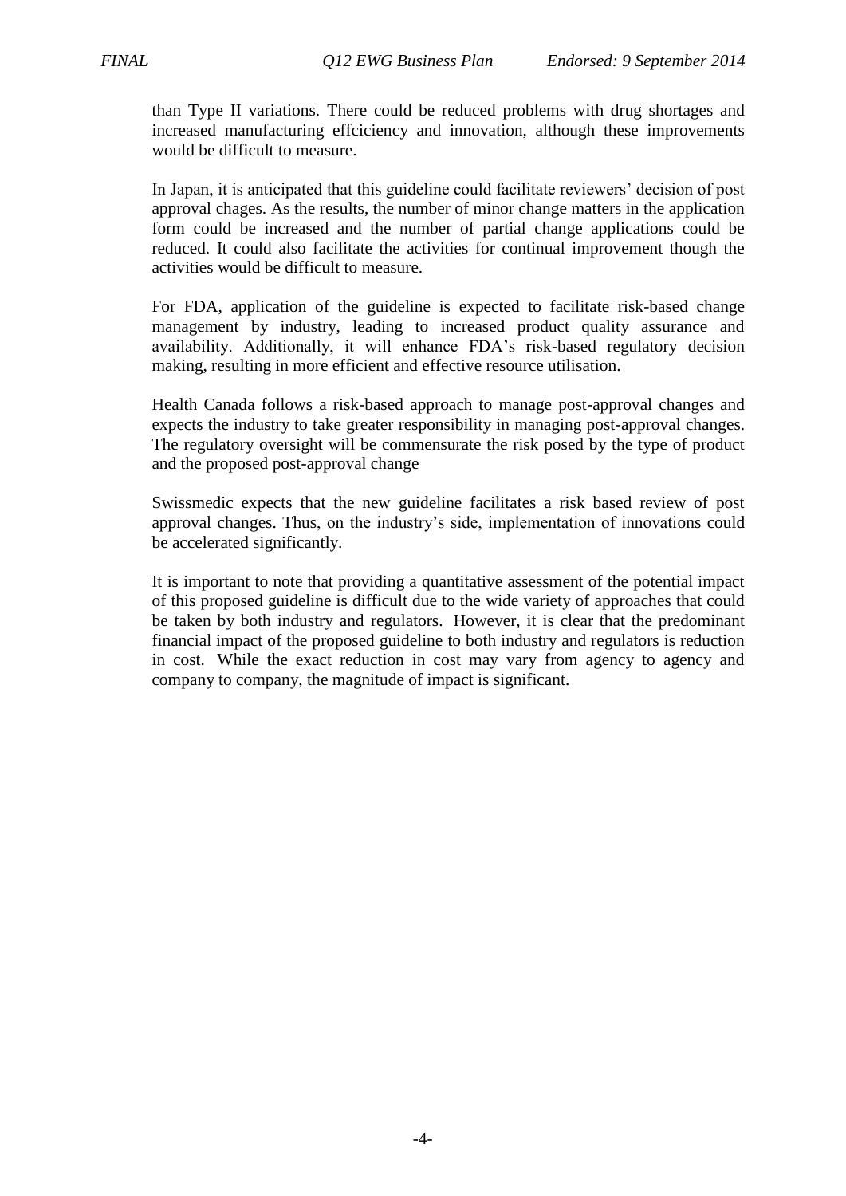than Type II variations. There could be reduced problems with drug shortages and increased manufacturing effciciency and innovation, although these improvements would be difficult to measure.

In Japan, it is anticipated that this guideline could facilitate reviewers' decision of post approval chages. As the results, the number of minor change matters in the application form could be increased and the number of partial change applications could be reduced. It could also facilitate the activities for continual improvement though the activities would be difficult to measure.

For FDA, application of the guideline is expected to facilitate risk-based change management by industry, leading to increased product quality assurance and availability. Additionally, it will enhance FDA's risk-based regulatory decision making, resulting in more efficient and effective resource utilisation.

Health Canada follows a risk-based approach to manage post-approval changes and expects the industry to take greater responsibility in managing post-approval changes. The regulatory oversight will be commensurate the risk posed by the type of product and the proposed post-approval change

Swissmedic expects that the new guideline facilitates a risk based review of post approval changes. Thus, on the industry's side, implementation of innovations could be accelerated significantly.

It is important to note that providing a quantitative assessment of the potential impact of this proposed guideline is difficult due to the wide variety of approaches that could be taken by both industry and regulators. However, it is clear that the predominant financial impact of the proposed guideline to both industry and regulators is reduction in cost. While the exact reduction in cost may vary from agency to agency and company to company, the magnitude of impact is significant.